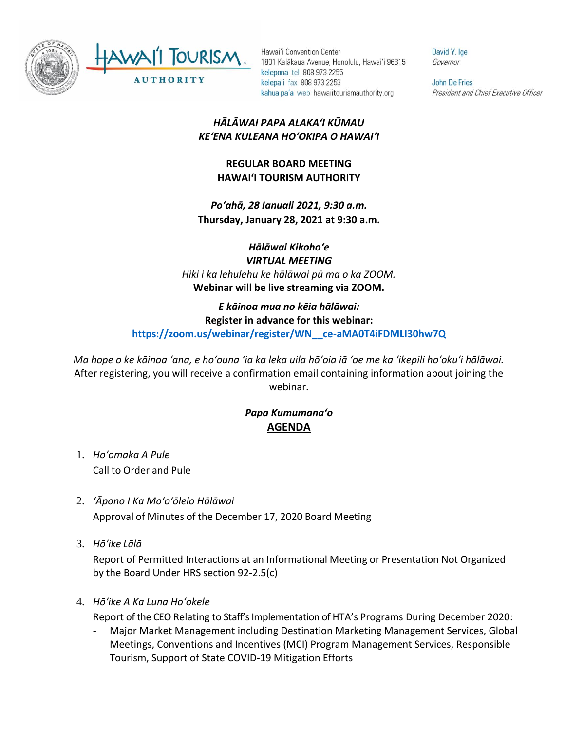Hawaiʻi Convention Center
1801 Kalākaua Avenue, Honolulu, Hawaiʻi 96815
kelepona tel 808 973 2255
kelepaʻi fax 808 973 2253
kahua paʻa web hawaiitourismauthority.org

David Y. Ige
*Governor*

John De Fries
*President and Chief Executive Officer*

***HĀLĀWAI PAPA ALAKAʻI KŪMAU***
***KEʻENA KULEANA HOʻOKIPA O HAWAIʻI***

**REGULAR BOARD MEETING**
**HAWAIʻI TOURISM AUTHORITY**

***Poʻahā, 28 Ianuali 2021, 9:30 a.m.***
**Thursday, January 28, 2021 at 9:30 a.m.**

***Hālāwai Kikohoʻe***
***VIRTUAL MEETING***
*Hiki i ka lehulehu ke hālāwai pū ma o ka ZOOM.*
**Webinar will be live streaming via ZOOM.**

***E kāinoa mua no kēia hālāwai:***
**Register in advance for this webinar:**
**https://zoom.us/webinar/register/WN__ce-aMA0T4iFDMLI30hw7Q**

*Ma hope o ke kāinoa ʻana, e hoʻouna ʻia ka leka uila hōʻoia iā ʻoe me ka ʻikepili hoʻokuʻi hālāwai.*
After registering, you will receive a confirmation email containing information about joining the webinar.

***Papa Kumumanaʻo***
**AGENDA**

1. *Hoʻomaka A Pule*
   Call to Order and Pule

2. *ʻĀpono I Ka Moʻoʻōlelo Hālāwai*
   Approval of Minutes of the December 17, 2020 Board Meeting

3. *Hōʻike Lālā*
   Report of Permitted Interactions at an Informational Meeting or Presentation Not Organized by the Board Under HRS section 92-2.5(c)

4. *Hōʻike A Ka Luna Hoʻokele*
   Report of the CEO Relating to Staff's Implementation of HTA's Programs During December 2020:
   - Major Market Management including Destination Marketing Management Services, Global Meetings, Conventions and Incentives (MCI) Program Management Services, Responsible Tourism, Support of State COVID-19 Mitigation Efforts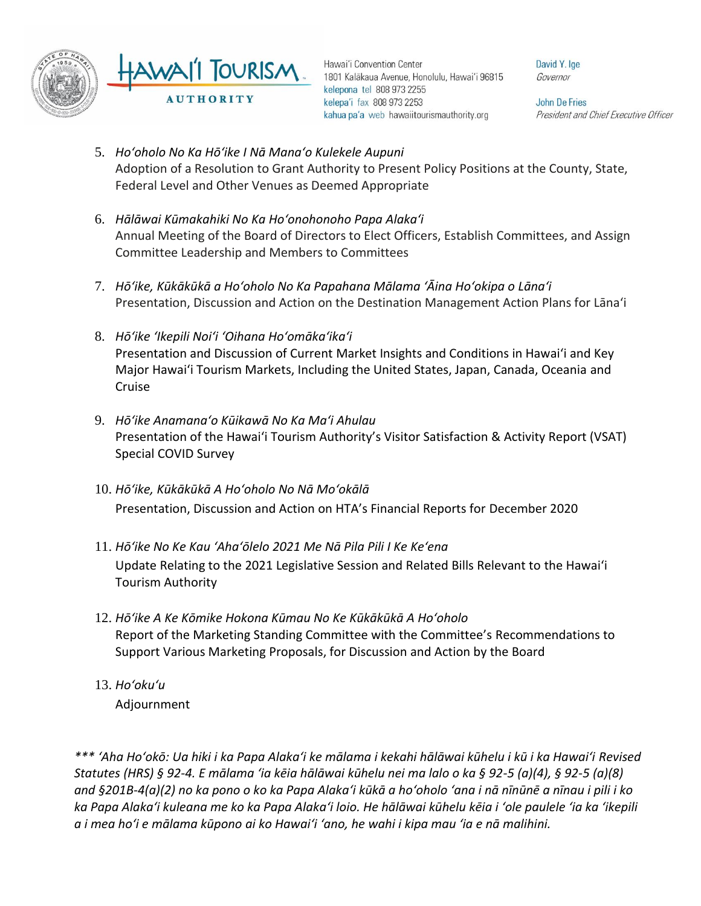5. *Hoʻoholo No Ka Hōʻike I Nā Manaʻo Kulekele Aupuni*
   Adoption of a Resolution to Grant Authority to Present Policy Positions at the County, State, Federal Level and Other Venues as Deemed Appropriate

6. *Hālāwai Kūmakahiki No Ka Hoʻonohonoho Papa Alakaʻi*
   Annual Meeting of the Board of Directors to Elect Officers, Establish Committees, and Assign Committee Leadership and Members to Committees

7. *Hōʻike, Kūkākūkā a Hoʻoholo No Ka Papahana Mālama ʻĀina Hoʻokipa o Lānaʻi*
   Presentation, Discussion and Action on the Destination Management Action Plans for Lānaʻi

8. *Hōʻike ʻIkepili Noiʻi ʻOihana Hoʻomākaʻikaʻi*
   Presentation and Discussion of Current Market Insights and Conditions in Hawaiʻi and Key Major Hawaiʻi Tourism Markets, Including the United States, Japan, Canada, Oceania and Cruise

9. *Hōʻike Anamanaʻo Kūikawā No Ka Maʻi Ahulau*
   Presentation of the Hawaiʻi Tourism Authority's Visitor Satisfaction & Activity Report (VSAT) Special COVID Survey

10. *Hōʻike, Kūkākūkā A Hoʻoholo No Nā Moʻokālā*
    Presentation, Discussion and Action on HTA's Financial Reports for December 2020

11. *Hōʻike No Ke Kau ʻAhaʻōlelo 2021 Me Nā Pila Pili I Ke Keʻena*
    Update Relating to the 2021 Legislative Session and Related Bills Relevant to the Hawaiʻi Tourism Authority

12. *Hōʻike A Ke Kōmike Hokona Kūmau No Ke Kūkākūkā A Hoʻoholo*
    Report of the Marketing Standing Committee with the Committee's Recommendations to Support Various Marketing Proposals, for Discussion and Action by the Board

13. *Hoʻokuʻu*
    Adjournment

*\*\*\* ʻAha Hoʻokō: Ua hiki i ka Papa Alakaʻi ke mālama i kekahi hālāwai kūhelu i kū i ka Hawaiʻi Revised Statutes (HRS) § 92-4. E mālama ʻia kēia hālāwai kūhelu nei ma lalo o ka § 92-5 (a)(4), § 92-5 (a)(8) and §201B-4(a)(2) no ka pono o ko ka Papa Alakaʻi kūkā a hoʻoholo ʻana i nā nīnūnē a nīnau i pili i ko ka Papa Alakaʻi kuleana me ko ka Papa Alakaʻi loio. He hālāwai kūhelu kēia i ʻole paulele ʻia ka ʻikepili a i mea hoʻi e mālama kūpono ai ko Hawaiʻi ʻano, he wahi i kipa mau ʻia e nā malihini.*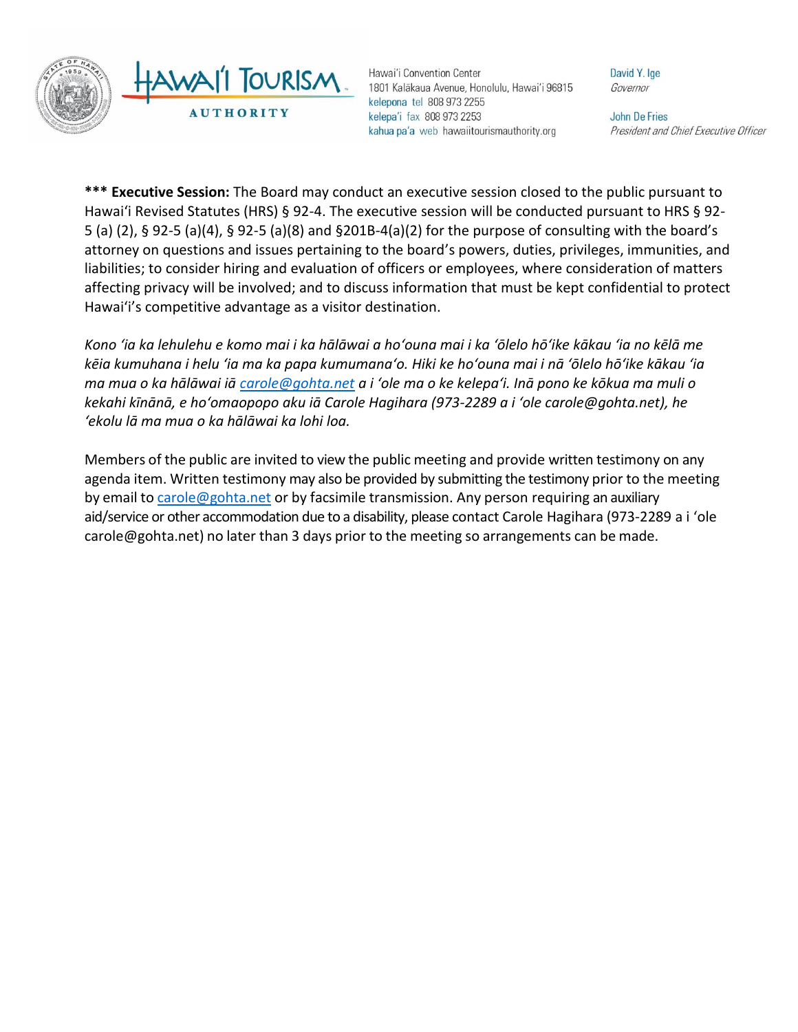Hawaiʻi Convention Center
1801 Kalākaua Avenue, Honolulu, Hawaiʻi 96815
kelepona tel 808 973 2255
kelepaʻi fax 808 973 2253
kahua paʻa web hawaiitourismauthority.org

David Y. Ige
*Governor*

John De Fries
*President and Chief Executive Officer*

*** **Executive Session:** The Board may conduct an executive session closed to the public pursuant to Hawaiʻi Revised Statutes (HRS) § 92-4. The executive session will be conducted pursuant to HRS § 92-5 (a) (2), § 92-5 (a)(4), § 92-5 (a)(8) and §201B-4(a)(2) for the purpose of consulting with the board's attorney on questions and issues pertaining to the board's powers, duties, privileges, immunities, and liabilities; to consider hiring and evaluation of officers or employees, where consideration of matters affecting privacy will be involved; and to discuss information that must be kept confidential to protect Hawaiʻi's competitive advantage as a visitor destination.

*Kono ʻia ka lehulehu e komo mai i ka hālāwai a hoʻouna mai i ka ʻōlelo hōʻike kākau ʻia no kēlā me kēia kumuhana i helu ʻia ma ka papa kumumanaʻo. Hiki ke hoʻouna mai i nā ʻōlelo hōʻike kākau ʻia ma mua o ka hālāwai iā carole@gohta.net a i ʻole ma o ke kelepaʻi. Inā pono ke kōkua ma muli o kekahi kīnānā, e hoʻomaopopo aku iā Carole Hagihara (973-2289 a i ʻole carole@gohta.net), he ʻekolu lā ma mua o ka hālāwai ka lohi loa.*

Members of the public are invited to view the public meeting and provide written testimony on any agenda item. Written testimony may also be provided by submitting the testimony prior to the meeting by email to carole@gohta.net or by facsimile transmission. Any person requiring an auxiliary aid/service or other accommodation due to a disability, please contact Carole Hagihara (973-2289 a i ʻole carole@gohta.net) no later than 3 days prior to the meeting so arrangements can be made.